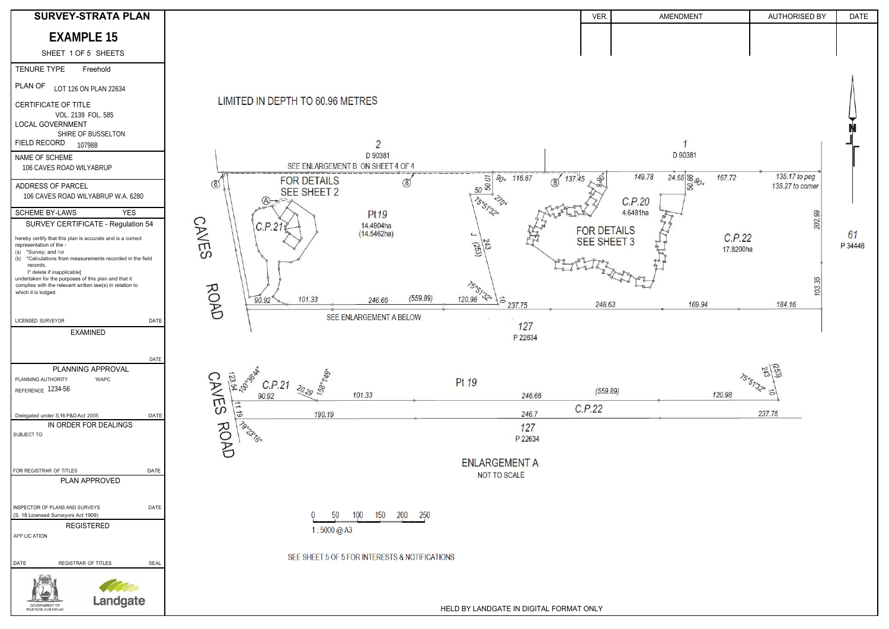# SURVEY-STRATA PLAN

## EXAMPLE 15

SHEET 1 OF 5 SHEETS

| | |
|---|---|
| TENURE TYPE | Freehold |
| PLAN OF | LOT 126 ON PLAN 22634 |
| CERTIFICATE OF TITLE | VOL. 2139 FOL. 585 |
| LOCAL GOVERNMENT | SHIRE OF BUSSELTON |
| FIELD RECORD | 107988 |
| NAME OF SCHEME | 106 CAVES ROAD WILYABRUP |
| ADDRESS OF PARCEL | 106 CAVES ROAD WILYABRUP W.A. 6280 |
| SCHEME BY-LAWS | YES |

### SURVEY CERTIFICATE - Regulation 54

hereby certify that this plan is accurate and is a correct representation of the -
(a) \*Survey; and /or
(b) \*Calculations from measurements recorded in the field records,
[\* delete if inapplicable]
undertaken for the purposes of this plan and that it complies with the relevant written law(s) in relation to which it is lodged.

LICENSED SURVEYOR — DATE

### EXAMINED

DATE

### PLANNING APPROVAL

PLANNING AUTHORITY: WAPC
REFERENCE: 1234-56

Delegated under S.16 P&D Act 2005 — DATE

### IN ORDER FOR DEALINGS

SUBJECT TO

FOR REGISTRAR OF TITLES — DATE

### PLAN APPROVED

INSPECTOR OF PLANS AND SURVEYS (S. 18 Licensed Surveyors Act 1909) — DATE

### REGISTERED

APPLICATION

DATE — REGISTRAR OF TITLES — SEAL

GOVERNMENT OF WESTERN AUSTRALIA — Landgate

| VER. | AMENDMENT | AUTHORISED BY | DATE |
|---|---|---|---|
| | | | |

LIMITED IN DEPTH TO 60.96 METRES

2 D 90381 — 1 D 90381 — 61 P 34446 — 127 P 22634

SEE ENLARGEMENT B ON SHEET 4 OF 4

FOR DETAILS SEE SHEET 2

FOR DETAILS SEE SHEET 3

Pt19 14.4904ha (14.5462ha)

C.P.21

C.P.20 4.6481ha

C.P.22 17.8200ha

CAVES ROAD

SEE ENLARGEMENT A BELOW

116.67, 137.45, 149.78, 24.65, 167.72, 135.17 to peg, 135.27 to corner, 202.99, 103.35, 184.16, 169.94, 248.63, 237.75, 120.98, (559.89), 246.66, 101.33, 90.92, 243 (253), 50.01, 50.98, 50, 10, 90°, 270°, 75°51'32"

ENLARGEMENT A
NOT TO SCALE

CAVES ROAD — C.P.21 — Pt 19 — C.P.22 — 127 P 22634

123.54, 100°36'44", 90.92, 20.29, 158°1'49", 101.33, 246.66, (559.89), 120.98, 243 (253), 75°51'32", 10, 11.19, 79°23'16", 190.19, 246.7, 237.75

0 50 100 150 200 250
1 : 5000 @ A3

SEE SHEET 5 OF 5 FOR INTERESTS & NOTIFICATIONS

HELD BY LANDGATE IN DIGITAL FORMAT ONLY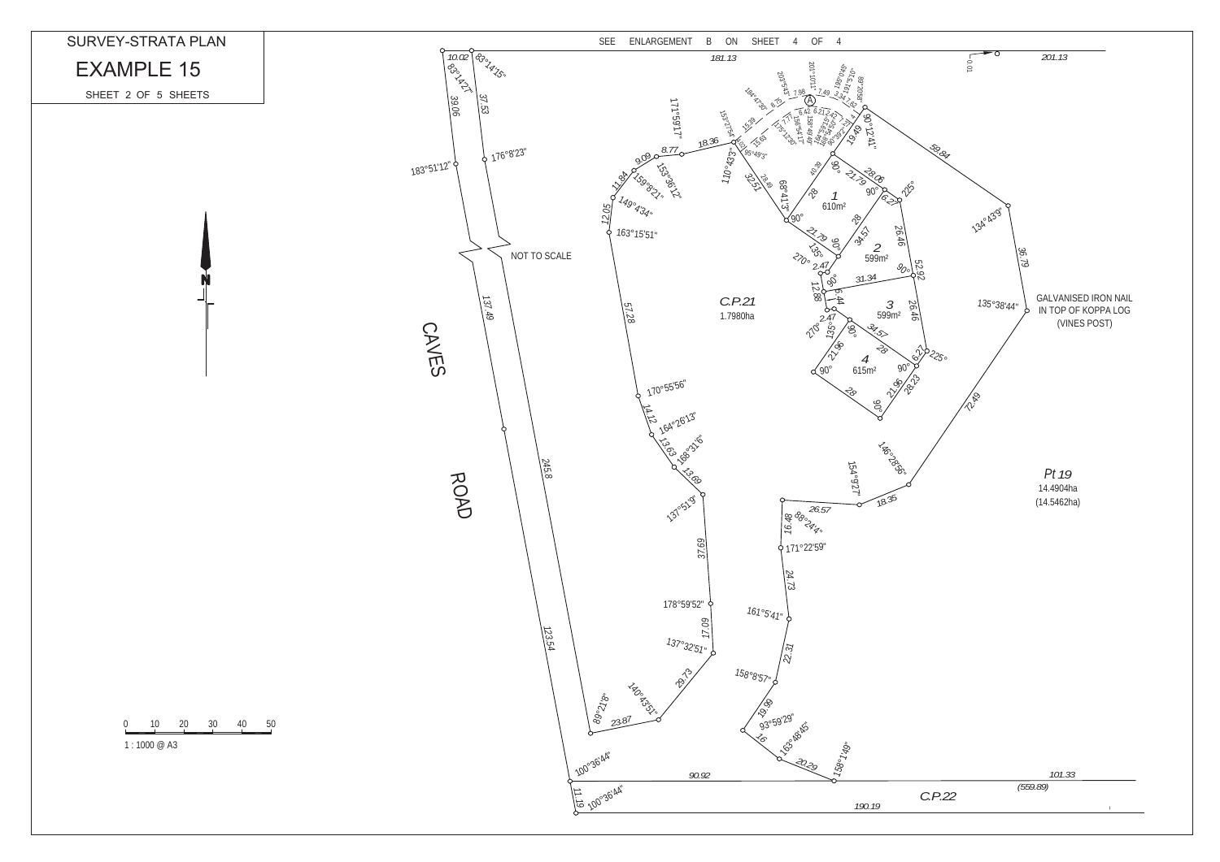# SURVEY-STRATA PLAN

## EXAMPLE 15

SHEET 2 OF 5 SHEETS

SEE ENLARGEMENT B ON SHEET 4 OF 4

NOT TO SCALE

CAVES ROAD

C.P.21
1.7980ha

1
610m²

2
599m²

3
599m²

4
615m²

Pt 19
14.4904ha
(14.5462ha)

C.P.22

GALVANISED IRON NAIL IN TOP OF KOPPA LOG (VINES POST)

0 10 20 30 40 50

1 : 1000 @ A3

10.02 83°14'15" 83°14'27" 39.06 37.53 176°8'23" 183°51'12" 137.49 245.8 123.54 100°36'44" 11.19 100°36'44" 90.92 190.19 101.33 (559.89) 181.13 201.13 0.01

171°59'17" 18.36 8.77 9.09 153°36'12" 159°8'21" 11.84 149°4'34" 12.05 163°15'51" 57.28 170°55'56" 14.12 164°26'13" 13.63 168°31'6" 13.69 137°51'9" 37.69 178°59'52" 17.09 137°32'51" 29.73 140°43'51" 23.87 89°21'8"

153°27'54" 110°43'3" 95°49'3" 32.51 28.49 68°41'3" 15.39 15.63 184°47'30" 8.75 7.98 202°5'45" 201°10'11" 7.49 195°0'45" 181°5'10" 89°25'58" 175°12'30" 186°54'17" 7.77 6.42 6.21 159°49'6" 2.42 19.49 90°12'41" 59.84 134°43'9" 36.79 135°38'44" 72.49 146°28'56" 18.35 154°9'27" 26.57 16.48 88°24'4" 171°22'59" 24.73 161°5'41" 22.31 158°8'57" 19.99 93°59'29" 16 163°48'45" 20.29 158°1'49"

40.39 90° 28.06 21.79 90° 6.27 225° 28 90° 21.79 90° 135° 270° 2.47 28 34.57 26.46 90° 52.92 90° 12.88 31.34 6.44 2.47 270° 135° 90° 26.46 34.57 28 6.27 225° 90° 21.96 90° 21.96 28.23 28 90°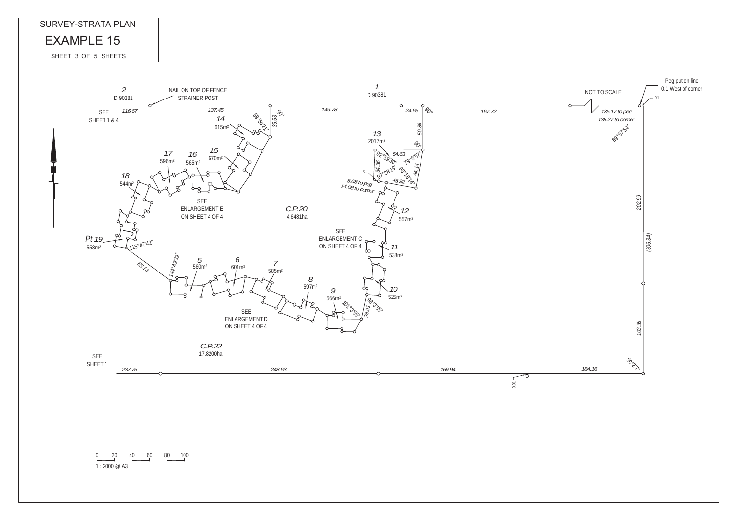# SURVEY-STRATA PLAN

## EXAMPLE 15

SHEET 3 OF 5 SHEETS

2
D 90381

NAIL ON TOP OF FENCE
STRAINER POST

1
D 90381

NOT TO SCALE

Peg put on line
0.1 West of corner

0.1

SEE
SHEET 1 & 4

116.67

137.45

149.78

24.65

90°

167.72

135.17 to peg
135.27 to corner

89°57'54"

14
615m²

59°55'21"

35.53

90°

50.86

13
2017m²

90°

54.63

92°59'30"

79°5'57"

34.36

97°38'19"

90°16'14"

44.14

48.92

6

8.68 to peg
14.68 to corner

17
596m²

16
565m²

15
670m²

18
544m²

SEE
ENLARGEMENT E
ON SHEET 4 OF 4

C.P.20
4.6481ha

12
557m²

202.99

SEE
ENLARGEMENT C
ON SHEET 4 OF 4

Pt 19
558m²

115°47'42"

11
538m²

(306.34)

63.14

144°49'39"

5
560m²

6
601m²

7
585m²

8
597m²

10
525m²

9
566m²

101°3'55"

98°3'55"

28.91

SEE
ENLARGEMENT D
ON SHEET 4 OF 4

103.35

C.P.22
17.8200ha

SEE
SHEET 1

237.75

248.63

169.94

184.16

90°2'7"

0.01

0 20 40 60 80 100

1 : 2000 @ A3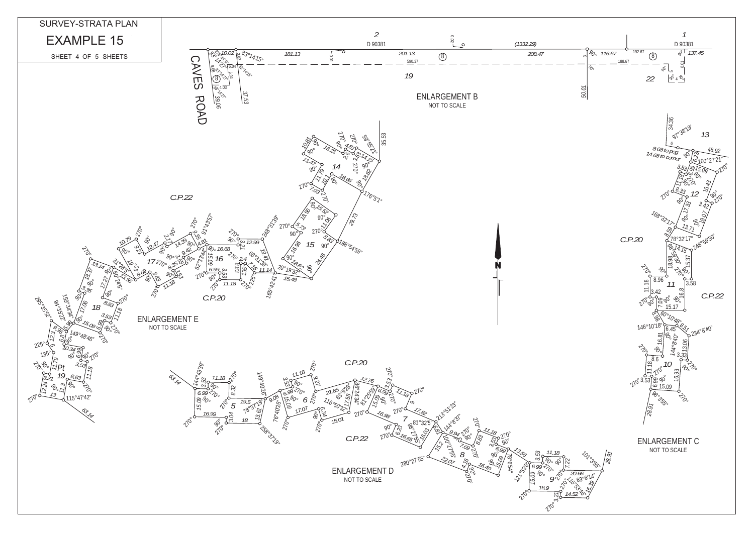# SURVEY-STRATA PLAN

## EXAMPLE 15

SHEET 4 OF 5 SHEETS

ENLARGEMENT B

NOT TO SCALE

ENLARGEMENT C

NOT TO SCALE

ENLARGEMENT D

NOT TO SCALE

ENLARGEMENT E

NOT TO SCALE

CAVES ROAD

2
D 90381

1
D 90381

19

22

C.P.20

C.P.22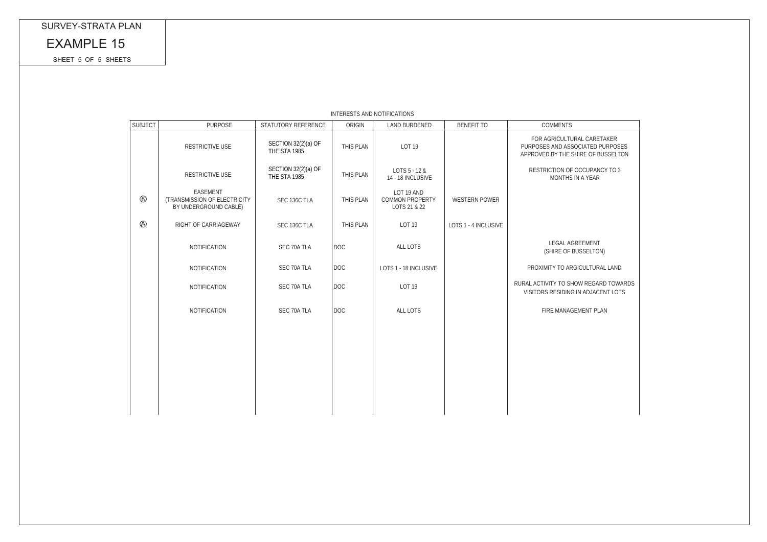# SURVEY-STRATA PLAN

# EXAMPLE 15

SHEET 5 OF 5 SHEETS

INTERESTS AND NOTIFICATIONS

| SUBJECT | PURPOSE | STATUTORY REFERENCE | ORIGIN | LAND BURDENED | BENEFIT TO | COMMENTS |
|---|---|---|---|---|---|---|
| | RESTRICTIVE USE | SECTION 32(2)(a) OF THE STA 1985 | THIS PLAN | LOT 19 | | FOR AGRICULTURAL CARETAKER PURPOSES AND ASSOCIATED PURPOSES APPROVED BY THE SHIRE OF BUSSELTON |
| | RESTRICTIVE USE | SECTION 32(2)(a) OF THE STA 1985 | THIS PLAN | LOTS 5 - 12 & 14 - 18 INCLUSIVE | | RESTRICTION OF OCCUPANCY TO 3 MONTHS IN A YEAR |
| Ⓑ | EASEMENT (TRANSMISSION OF ELECTRICITY BY UNDERGROUND CABLE) | SEC 136C TLA | THIS PLAN | LOT 19 AND COMMON PROPERTY LOTS 21 & 22 | WESTERN POWER | |
| Ⓐ | RIGHT OF CARRIAGEWAY | SEC 136C TLA | THIS PLAN | LOT 19 | LOTS 1 - 4 INCLUSIVE | |
| | NOTIFICATION | SEC 70A TLA | DOC | ALL LOTS | | LEGAL AGREEMENT (SHIRE OF BUSSELTON) |
| | NOTIFICATION | SEC 70A TLA | DOC | LOTS 1 - 18 INCLUSIVE | | PROXIMITY TO ARGICULTURAL LAND |
| | NOTIFICATION | SEC 70A TLA | DOC | LOT 19 | | RURAL ACTIVITY TO SHOW REGARD TOWARDS VISITORS RESIDING IN ADJACENT LOTS |
| | NOTIFICATION | SEC 70A TLA | DOC | ALL LOTS | | FIRE MANAGEMENT PLAN |